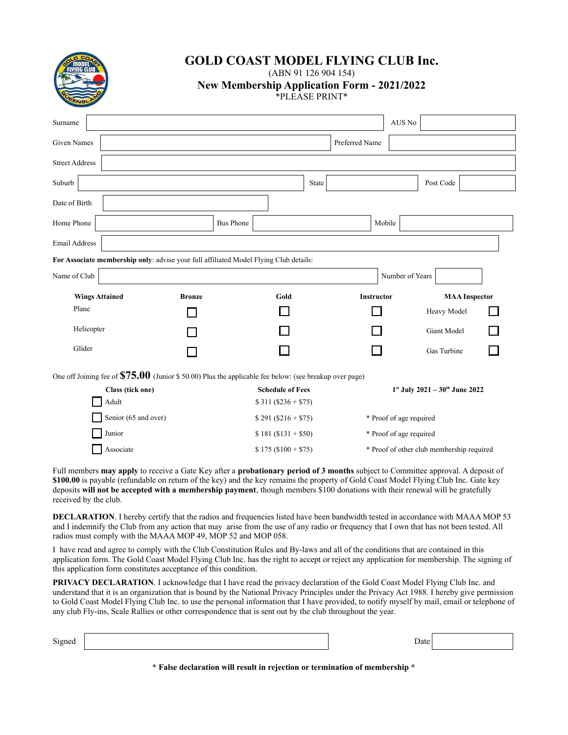# GOLD COAST MODEL FLYING CLUB Inc.

(ABN 91 126 904 154)

## New Membership Application Form - 2021/2022

*PLEASE PRINT*

| | | | |
|---|---|---|---|
| Surname | | AUS No | |
| Given Names | | Preferred Name | |
| Street Address | | | |

| | | | | | |
|---|---|---|---|---|---|
| Suburb | | State | | Post Code | |
| Date of Birth | | | | | |
| Home Phone | | Bus Phone | | Mobile | |
| Email Address | | | | | |

**For Associate membership only**: advise your full affiliated Model Flying Club details:

| | | | |
|---|---|---|---|
| Name of Club | | Number of Years | |

| Wings Attained | Bronze | Gold | Instructor | MAA Inspector | |
|---|---|---|---|---|---|
| Plane | ☐ | ☐ | ☐ | Heavy Model | ☐ |
| Helicopter | ☐ | ☐ | ☐ | Giant Model | ☐ |
| Glider | ☐ | ☐ | ☐ | Gas Turbine | ☐ |

One off Joining fee of **$75.00** (Junior $ 50.00) Plus the applicable fee below: (see breakup over page)

| Class (tick one) | Schedule of Fees | 1st July 2021 – 30th June 2022 |
|---|---|---|
| ☐ Adult | $ 311 ($236 + $75) | |
| ☐ Senior (65 and over) | $ 291 ($216 + $75) | * Proof of age required |
| ☐ Junior | $ 181 ($131 + $50) | * Proof of age required |
| ☐ Associate | $ 175 ($100 + $75) | * Proof of other club membership required |

Full members **may apply** to receive a Gate Key after a **probationary period of 3 months** subject to Committee approval. A deposit of **$100.00** is payable (refundable on return of the key) and the key remains the property of Gold Coast Model Flying Club Inc. Gate key deposits **will not be accepted with a membership payment**, though members $100 donations with their renewal will be gratefully received by the club.

**DECLARATION**. I hereby certify that the radios and frequencies listed have been bandwidth tested in accordance with MAAA MOP 53 and I indemnify the Club from any action that may arise from the use of any radio or frequency that I own that has not been tested. All radios must comply with the MAAA MOP 49, MOP 52 and MOP 058.

I have read and agree to comply with the Club Constitution Rules and By-laws and all of the conditions that are contained in this application form. The Gold Coast Model Flying Club Inc. has the right to accept or reject any application for membership. The signing of this application form constitutes acceptance of this condition.

**PRIVACY DECLARATION**. I acknowledge that I have read the privacy declaration of the Gold Coast Model Flying Club Inc. and understand that it is an organization that is bound by the National Privacy Principles under the Privacy Act 1988. I hereby give permission to Gold Coast Model Flying Club Inc. to use the personal information that I have provided, to notify myself by mail, email or telephone of any club Fly-ins, Scale Rallies or other correspondence that is sent out by the club throughout the year.

| | | | |
|---|---|---|---|
| Signed | | Date | |

**\* False declaration will result in rejection or termination of membership \***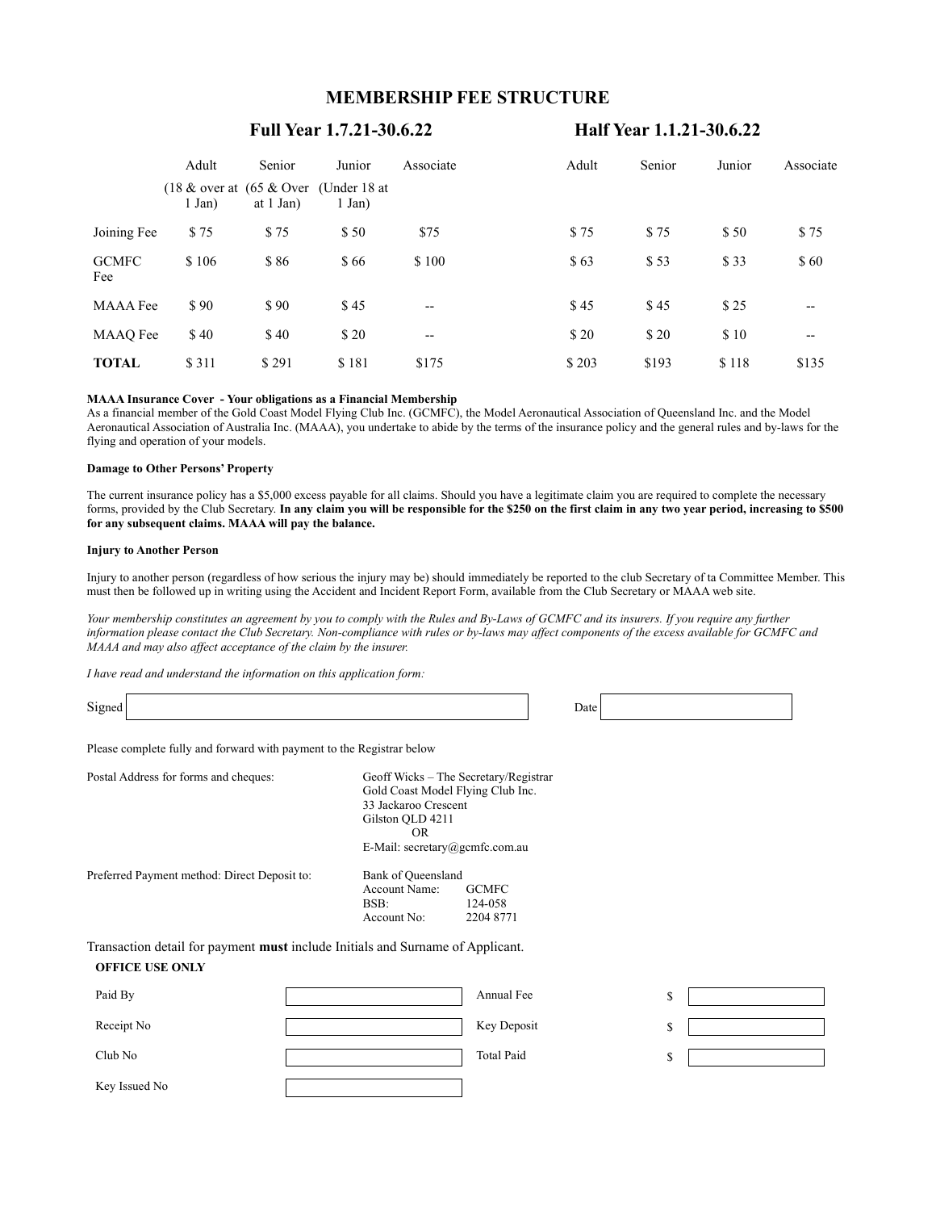# MEMBERSHIP FEE STRUCTURE

| | Full Year 1.7.21-30.6.22 | | | | Half Year 1.1.21-30.6.22 | | | |
|---|---|---|---|---|---|---|---|---|
| | Adult (18 & over at 1 Jan) | Senior (65 & Over at 1 Jan) | Junior (Under 18 at 1 Jan) | Associate | Adult | Senior | Junior | Associate |
| Joining Fee | $ 75 | $ 75 | $ 50 | $75 | $ 75 | $ 75 | $ 50 | $ 75 |
| GCMFC Fee | $ 106 | $ 86 | $ 66 | $ 100 | $ 63 | $ 53 | $ 33 | $ 60 |
| MAAA Fee | $ 90 | $ 90 | $ 45 | -- | $ 45 | $ 45 | $ 25 | -- |
| MAAQ Fee | $ 40 | $ 40 | $ 20 | -- | $ 20 | $ 20 | $ 10 | -- |
| **TOTAL** | $ 311 | $ 291 | $ 181 | $175 | $ 203 | $193 | $ 118 | $135 |

**MAAA Insurance Cover - Your obligations as a Financial Membership**

As a financial member of the Gold Coast Model Flying Club Inc. (GCMFC), the Model Aeronautical Association of Queensland Inc. and the Model Aeronautical Association of Australia Inc. (MAAA), you undertake to abide by the terms of the insurance policy and the general rules and by-laws for the flying and operation of your models.

**Damage to Other Persons' Property**

The current insurance policy has a $5,000 excess payable for all claims. Should you have a legitimate claim you are required to complete the necessary forms, provided by the Club Secretary. **In any claim you will be responsible for the $250 on the first claim in any two year period, increasing to $500 for any subsequent claims. MAAA will pay the balance.**

**Injury to Another Person**

Injury to another person (regardless of how serious the injury may be) should immediately be reported to the club Secretary of ta Committee Member. This must then be followed up in writing using the Accident and Incident Report Form, available from the Club Secretary or MAAA web site.

*Your membership constitutes an agreement by you to comply with the Rules and By-Laws of GCMFC and its insurers. If you require any further information please contact the Club Secretary. Non-compliance with rules or by-laws may affect components of the excess available for GCMFC and MAAA and may also affect acceptance of the claim by the insurer.*

*I have read and understand the information on this application form:*

Signed ____________________ Date ____________________

Please complete fully and forward with payment to the Registrar below

Postal Address for forms and cheques:

Geoff Wicks – The Secretary/Registrar
Gold Coast Model Flying Club Inc.
33 Jackaroo Crescent
Gilston QLD 4211
OR
E-Mail: secretary@gcmfc.com.au

Preferred Payment method: Direct Deposit to:

Bank of Queensland
Account Name: GCMFC
BSB: 124-058
Account No: 2204 8771

Transaction detail for payment **must** include Initials and Surname of Applicant.

**OFFICE USE ONLY**

| | | | |
|---|---|---|---|
| Paid By | | Annual Fee | $ |
| Receipt No | | Key Deposit | $ |
| Club No | | Total Paid | $ |
| Key Issued No | | | |